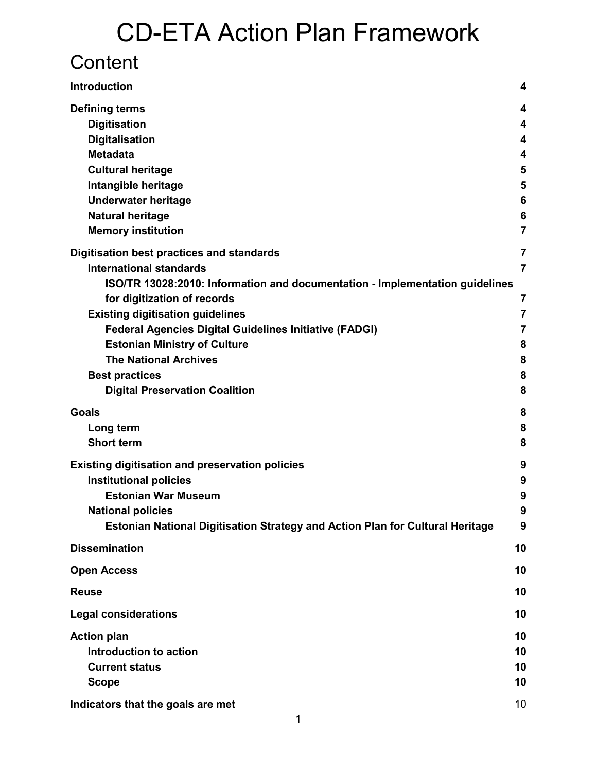# CD-ETA Action Plan Framework

## Content

**Introduction** 4

**Defining terms** 4

- **Digitisation** 4
- **Digitalisation** 4
- **Metadata** 4
- **Cultural heritage** 5
- **Intangible heritage** 5
- **Underwater heritage** 6
- **Natural heritage** 6
- **Memory institution** 7

**Digitisation best practices and standards** 7

- **International standards** 7
  - **ISO/TR 13028:2010: Information and documentation - Implementation guidelines for digitization of records** 7
- **Existing digitisation guidelines** 7
  - **Federal Agencies Digital Guidelines Initiative (FADGI)** 7
  - **Estonian Ministry of Culture** 8
  - **The National Archives** 8
- **Best practices** 8
  - **Digital Preservation Coalition** 8

**Goals** 8

- **Long term** 8
- **Short term** 8

**Existing digitisation and preservation policies** 9

- **Institutional policies** 9
  - **Estonian War Museum** 9
- **National policies** 9
  - **Estonian National Digitisation Strategy and Action Plan for Cultural Heritage** 9

**Dissemination** 10

**Open Access** 10

**Reuse** 10

**Legal considerations** 10

**Action plan** 10

- **Introduction to action** 10
- **Current status** 10
- **Scope** 10

**Indicators that the goals are met** 10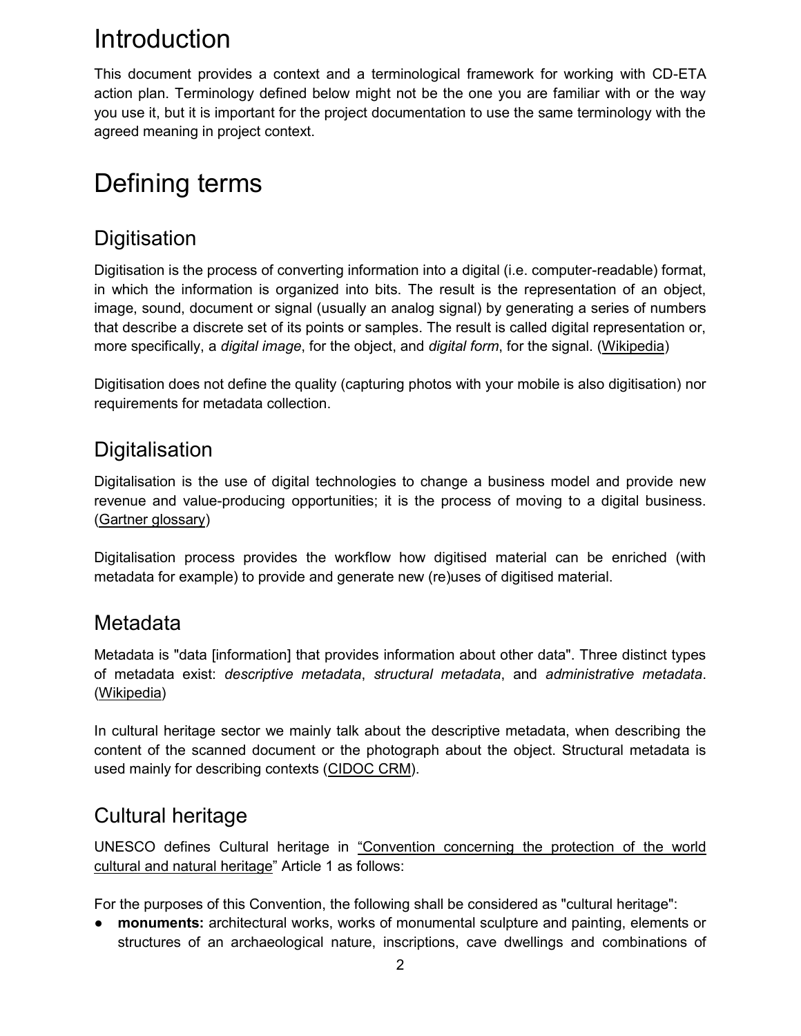# Introduction

This document provides a context and a terminological framework for working with CD-ETA action plan. Terminology defined below might not be the one you are familiar with or the way you use it, but it is important for the project documentation to use the same terminology with the agreed meaning in project context.

# Defining terms

## Digitisation

Digitisation is the process of converting information into a digital (i.e. computer-readable) format, in which the information is organized into bits. The result is the representation of an object, image, sound, document or signal (usually an analog signal) by generating a series of numbers that describe a discrete set of its points or samples. The result is called digital representation or, more specifically, a *digital image*, for the object, and *digital form*, for the signal. (Wikipedia)

Digitisation does not define the quality (capturing photos with your mobile is also digitisation) nor requirements for metadata collection.

## Digitalisation

Digitalisation is the use of digital technologies to change a business model and provide new revenue and value-producing opportunities; it is the process of moving to a digital business. (Gartner glossary)

Digitalisation process provides the workflow how digitised material can be enriched (with metadata for example) to provide and generate new (re)uses of digitised material.

## Metadata

Metadata is "data [information] that provides information about other data". Three distinct types of metadata exist: *descriptive metadata*, *structural metadata*, and *administrative metadata*. (Wikipedia)

In cultural heritage sector we mainly talk about the descriptive metadata, when describing the content of the scanned document or the photograph about the object. Structural metadata is used mainly for describing contexts (CIDOC CRM).

## Cultural heritage

UNESCO defines Cultural heritage in "Convention concerning the protection of the world cultural and natural heritage" Article 1 as follows:

For the purposes of this Convention, the following shall be considered as "cultural heritage":

- **monuments:** architectural works, works of monumental sculpture and painting, elements or structures of an archaeological nature, inscriptions, cave dwellings and combinations of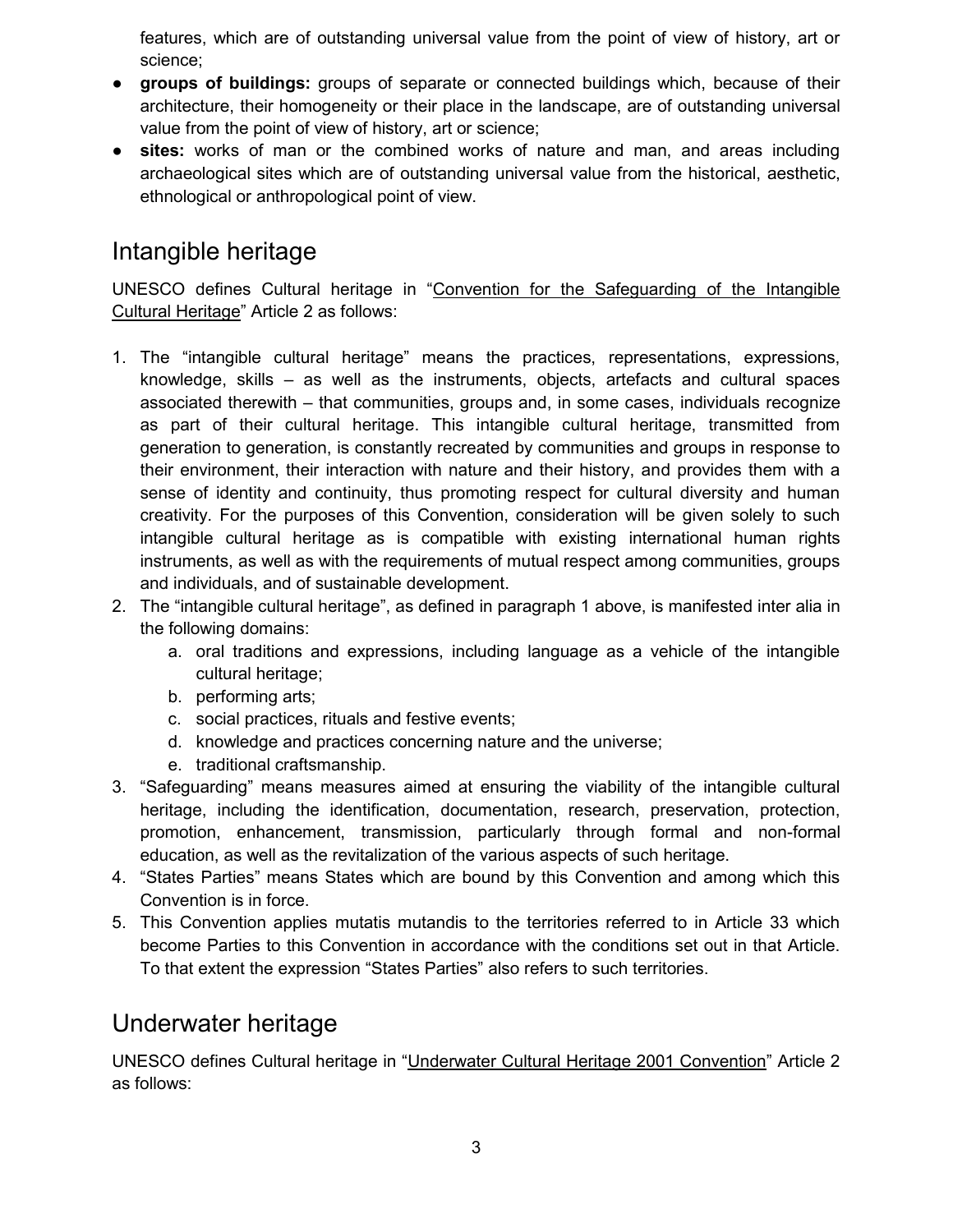features, which are of outstanding universal value from the point of view of history, art or science;

- **groups of buildings:** groups of separate or connected buildings which, because of their architecture, their homogeneity or their place in the landscape, are of outstanding universal value from the point of view of history, art or science;
- **sites:** works of man or the combined works of nature and man, and areas including archaeological sites which are of outstanding universal value from the historical, aesthetic, ethnological or anthropological point of view.

## Intangible heritage

UNESCO defines Cultural heritage in "Convention for the Safeguarding of the Intangible Cultural Heritage" Article 2 as follows:

1. The "intangible cultural heritage" means the practices, representations, expressions, knowledge, skills – as well as the instruments, objects, artefacts and cultural spaces associated therewith – that communities, groups and, in some cases, individuals recognize as part of their cultural heritage. This intangible cultural heritage, transmitted from generation to generation, is constantly recreated by communities and groups in response to their environment, their interaction with nature and their history, and provides them with a sense of identity and continuity, thus promoting respect for cultural diversity and human creativity. For the purposes of this Convention, consideration will be given solely to such intangible cultural heritage as is compatible with existing international human rights instruments, as well as with the requirements of mutual respect among communities, groups and individuals, and of sustainable development.
2. The "intangible cultural heritage", as defined in paragraph 1 above, is manifested inter alia in the following domains:
    a. oral traditions and expressions, including language as a vehicle of the intangible cultural heritage;
    b. performing arts;
    c. social practices, rituals and festive events;
    d. knowledge and practices concerning nature and the universe;
    e. traditional craftsmanship.
3. "Safeguarding" means measures aimed at ensuring the viability of the intangible cultural heritage, including the identification, documentation, research, preservation, protection, promotion, enhancement, transmission, particularly through formal and non-formal education, as well as the revitalization of the various aspects of such heritage.
4. "States Parties" means States which are bound by this Convention and among which this Convention is in force.
5. This Convention applies mutatis mutandis to the territories referred to in Article 33 which become Parties to this Convention in accordance with the conditions set out in that Article. To that extent the expression "States Parties" also refers to such territories.

## Underwater heritage

UNESCO defines Cultural heritage in "Underwater Cultural Heritage 2001 Convention" Article 2 as follows: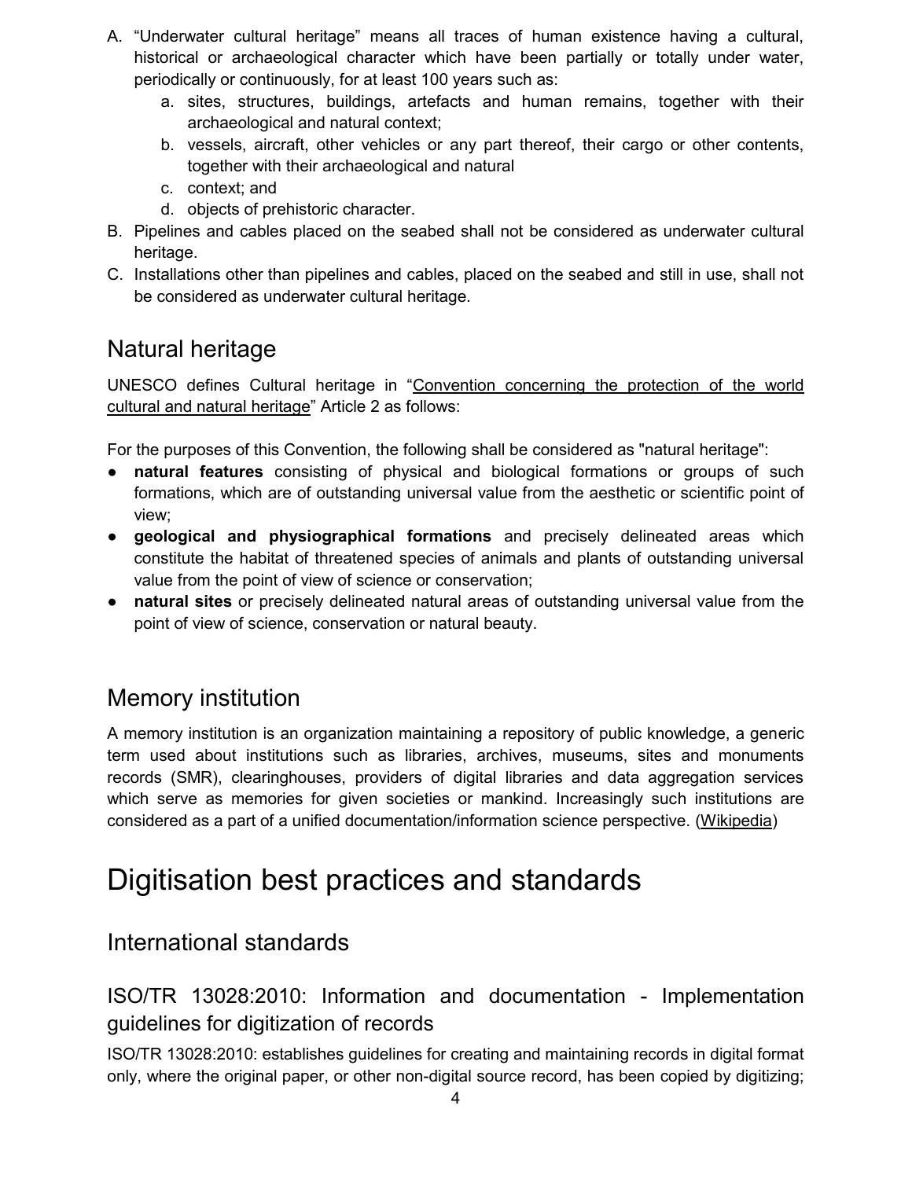A. "Underwater cultural heritage" means all traces of human existence having a cultural, historical or archaeological character which have been partially or totally under water, periodically or continuously, for at least 100 years such as:
    a. sites, structures, buildings, artefacts and human remains, together with their archaeological and natural context;
    b. vessels, aircraft, other vehicles or any part thereof, their cargo or other contents, together with their archaeological and natural
    c. context; and
    d. objects of prehistoric character.
B. Pipelines and cables placed on the seabed shall not be considered as underwater cultural heritage.
C. Installations other than pipelines and cables, placed on the seabed and still in use, shall not be considered as underwater cultural heritage.

## Natural heritage

UNESCO defines Cultural heritage in "Convention concerning the protection of the world cultural and natural heritage" Article 2 as follows:

For the purposes of this Convention, the following shall be considered as "natural heritage":

- **natural features** consisting of physical and biological formations or groups of such formations, which are of outstanding universal value from the aesthetic or scientific point of view;
- **geological and physiographical formations** and precisely delineated areas which constitute the habitat of threatened species of animals and plants of outstanding universal value from the point of view of science or conservation;
- **natural sites** or precisely delineated natural areas of outstanding universal value from the point of view of science, conservation or natural beauty.

## Memory institution

A memory institution is an organization maintaining a repository of public knowledge, a generic term used about institutions such as libraries, archives, museums, sites and monuments records (SMR), clearinghouses, providers of digital libraries and data aggregation services which serve as memories for given societies or mankind. Increasingly such institutions are considered as a part of a unified documentation/information science perspective. (Wikipedia)

# Digitisation best practices and standards

## International standards

### ISO/TR 13028:2010: Information and documentation - Implementation guidelines for digitization of records

ISO/TR 13028:2010: establishes guidelines for creating and maintaining records in digital format only, where the original paper, or other non-digital source record, has been copied by digitizing;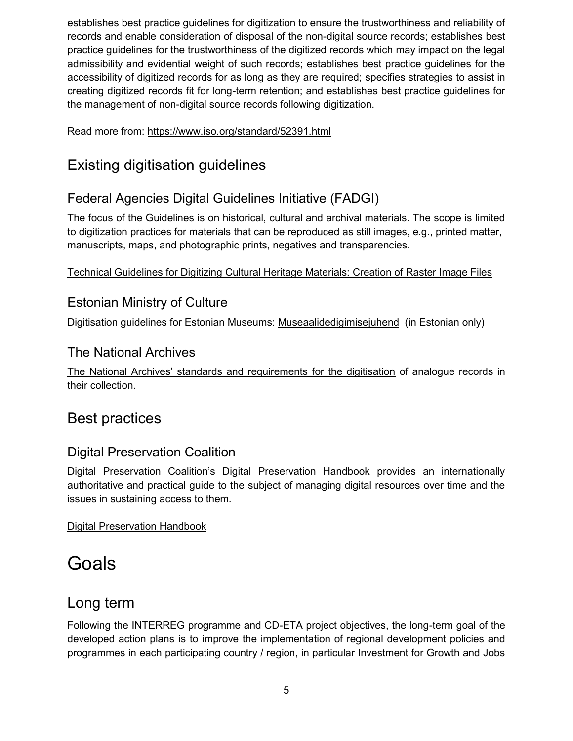establishes best practice guidelines for digitization to ensure the trustworthiness and reliability of records and enable consideration of disposal of the non-digital source records; establishes best practice guidelines for the trustworthiness of the digitized records which may impact on the legal admissibility and evidential weight of such records; establishes best practice guidelines for the accessibility of digitized records for as long as they are required; specifies strategies to assist in creating digitized records fit for long-term retention; and establishes best practice guidelines for the management of non-digital source records following digitization.

Read more from: https://www.iso.org/standard/52391.html

## Existing digitisation guidelines

### Federal Agencies Digital Guidelines Initiative (FADGI)

The focus of the Guidelines is on historical, cultural and archival materials. The scope is limited to digitization practices for materials that can be reproduced as still images, e.g., printed matter, manuscripts, maps, and photographic prints, negatives and transparencies.

Technical Guidelines for Digitizing Cultural Heritage Materials: Creation of Raster Image Files

### Estonian Ministry of Culture

Digitisation guidelines for Estonian Museums: Museaalidedigimisejuhend (in Estonian only)

### The National Archives

The National Archives' standards and requirements for the digitisation of analogue records in their collection.

## Best practices

### Digital Preservation Coalition

Digital Preservation Coalition's Digital Preservation Handbook provides an internationally authoritative and practical guide to the subject of managing digital resources over time and the issues in sustaining access to them.

Digital Preservation Handbook

# Goals

## Long term

Following the INTERREG programme and CD-ETA project objectives, the long-term goal of the developed action plans is to improve the implementation of regional development policies and programmes in each participating country / region, in particular Investment for Growth and Jobs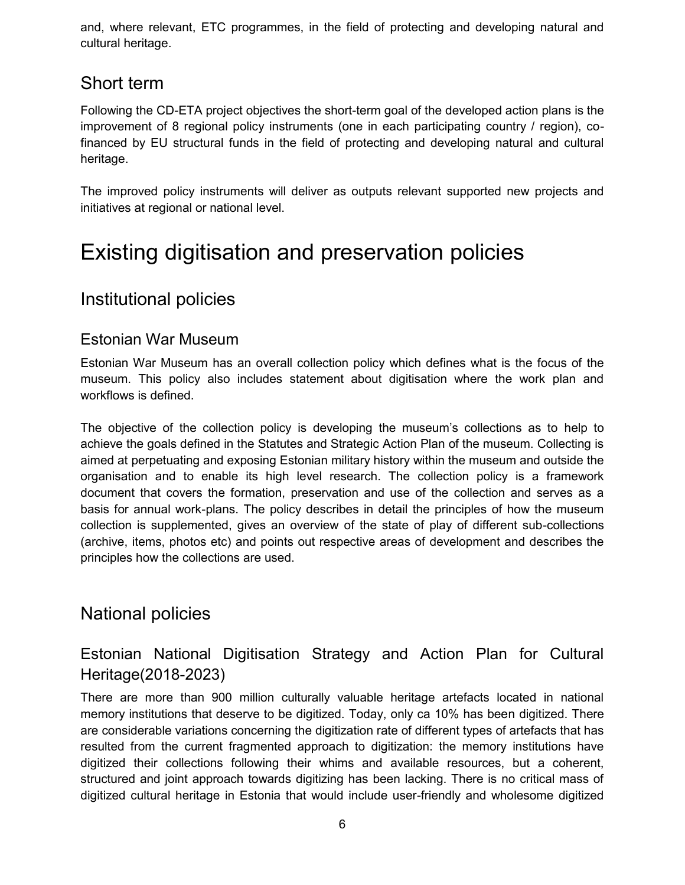and, where relevant, ETC programmes, in the field of protecting and developing natural and cultural heritage.

## Short term

Following the CD-ETA project objectives the short-term goal of the developed action plans is the improvement of 8 regional policy instruments (one in each participating country / region), co-financed by EU structural funds in the field of protecting and developing natural and cultural heritage.

The improved policy instruments will deliver as outputs relevant supported new projects and initiatives at regional or national level.

# Existing digitisation and preservation policies

## Institutional policies

### Estonian War Museum

Estonian War Museum has an overall collection policy which defines what is the focus of the museum. This policy also includes statement about digitisation where the work plan and workflows is defined.

The objective of the collection policy is developing the museum's collections as to help to achieve the goals defined in the Statutes and Strategic Action Plan of the museum. Collecting is aimed at perpetuating and exposing Estonian military history within the museum and outside the organisation and to enable its high level research. The collection policy is a framework document that covers the formation, preservation and use of the collection and serves as a basis for annual work-plans. The policy describes in detail the principles of how the museum collection is supplemented, gives an overview of the state of play of different sub-collections (archive, items, photos etc) and points out respective areas of development and describes the principles how the collections are used.

## National policies

### Estonian National Digitisation Strategy and Action Plan for Cultural Heritage(2018-2023)

There are more than 900 million culturally valuable heritage artefacts located in national memory institutions that deserve to be digitized. Today, only ca 10% has been digitized. There are considerable variations concerning the digitization rate of different types of artefacts that has resulted from the current fragmented approach to digitization: the memory institutions have digitized their collections following their whims and available resources, but a coherent, structured and joint approach towards digitizing has been lacking. There is no critical mass of digitized cultural heritage in Estonia that would include user-friendly and wholesome digitized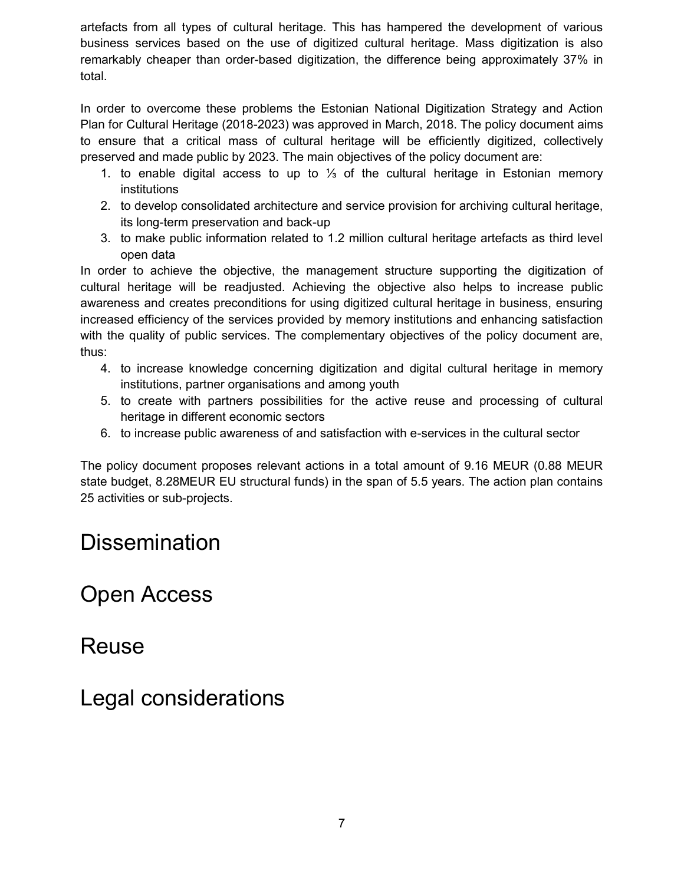artefacts from all types of cultural heritage. This has hampered the development of various business services based on the use of digitized cultural heritage. Mass digitization is also remarkably cheaper than order-based digitization, the difference being approximately 37% in total.

In order to overcome these problems the Estonian National Digitization Strategy and Action Plan for Cultural Heritage (2018-2023) was approved in March, 2018. The policy document aims to ensure that a critical mass of cultural heritage will be efficiently digitized, collectively preserved and made public by 2023. The main objectives of the policy document are:

1. to enable digital access to up to ⅓ of the cultural heritage in Estonian memory institutions
2. to develop consolidated architecture and service provision for archiving cultural heritage, its long-term preservation and back-up
3. to make public information related to 1.2 million cultural heritage artefacts as third level open data

In order to achieve the objective, the management structure supporting the digitization of cultural heritage will be readjusted. Achieving the objective also helps to increase public awareness and creates preconditions for using digitized cultural heritage in business, ensuring increased efficiency of the services provided by memory institutions and enhancing satisfaction with the quality of public services. The complementary objectives of the policy document are, thus:

4. to increase knowledge concerning digitization and digital cultural heritage in memory institutions, partner organisations and among youth
5. to create with partners possibilities for the active reuse and processing of cultural heritage in different economic sectors
6. to increase public awareness of and satisfaction with e-services in the cultural sector

The policy document proposes relevant actions in a total amount of 9.16 MEUR (0.88 MEUR state budget, 8.28MEUR EU structural funds) in the span of 5.5 years. The action plan contains 25 activities or sub-projects.

# Dissemination

# Open Access

# Reuse

# Legal considerations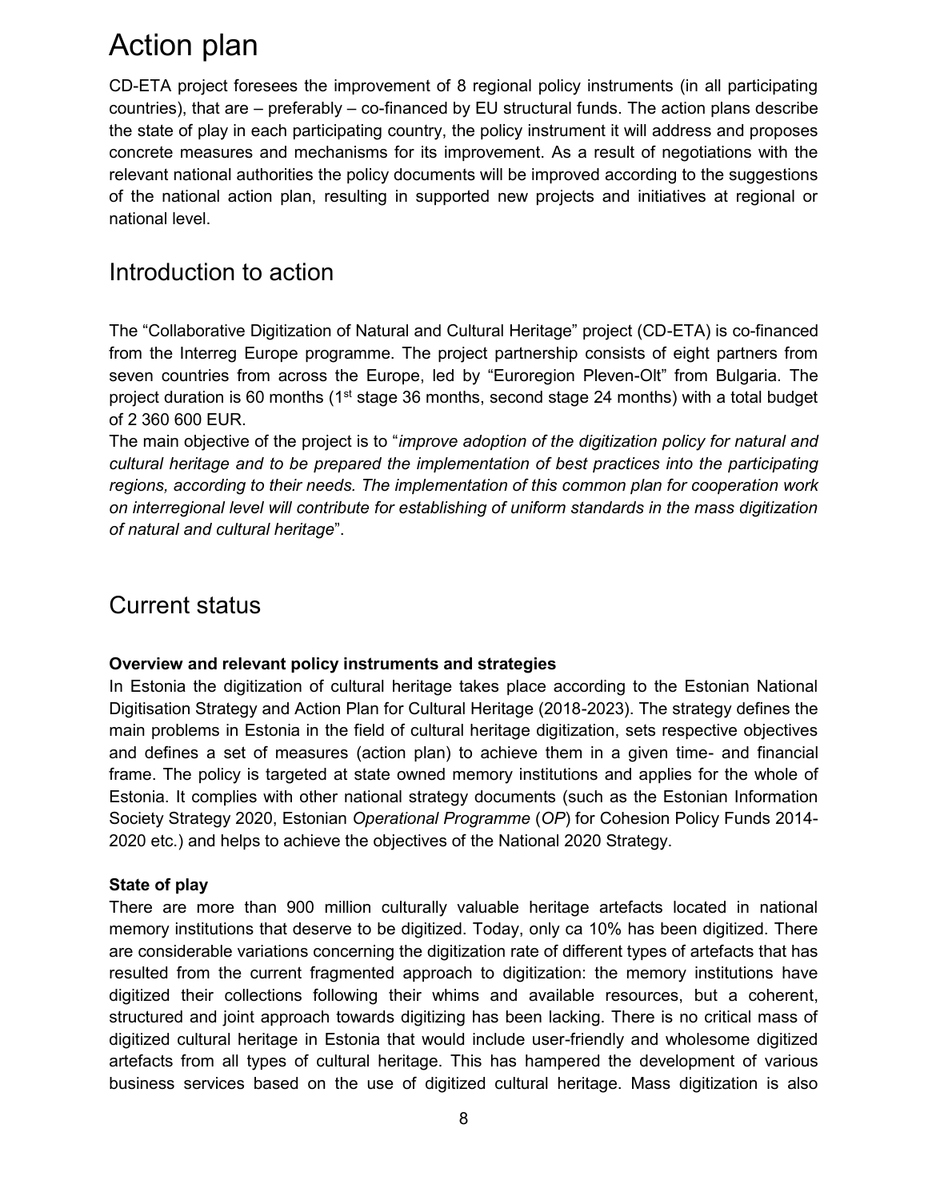# Action plan

CD-ETA project foresees the improvement of 8 regional policy instruments (in all participating countries), that are – preferably – co-financed by EU structural funds. The action plans describe the state of play in each participating country, the policy instrument it will address and proposes concrete measures and mechanisms for its improvement. As a result of negotiations with the relevant national authorities the policy documents will be improved according to the suggestions of the national action plan, resulting in supported new projects and initiatives at regional or national level.

## Introduction to action

The "Collaborative Digitization of Natural and Cultural Heritage" project (CD-ETA) is co-financed from the Interreg Europe programme. The project partnership consists of eight partners from seven countries from across the Europe, led by "Euroregion Pleven-Olt" from Bulgaria. The project duration is 60 months (1st stage 36 months, second stage 24 months) with a total budget of 2 360 600 EUR.

The main objective of the project is to "*improve adoption of the digitization policy for natural and cultural heritage and to be prepared the implementation of best practices into the participating regions, according to their needs. The implementation of this common plan for cooperation work on interregional level will contribute for establishing of uniform standards in the mass digitization of natural and cultural heritage*".

## Current status

**Overview and relevant policy instruments and strategies**

In Estonia the digitization of cultural heritage takes place according to the Estonian National Digitisation Strategy and Action Plan for Cultural Heritage (2018-2023). The strategy defines the main problems in Estonia in the field of cultural heritage digitization, sets respective objectives and defines a set of measures (action plan) to achieve them in a given time- and financial frame. The policy is targeted at state owned memory institutions and applies for the whole of Estonia. It complies with other national strategy documents (such as the Estonian Information Society Strategy 2020, Estonian *Operational Programme* (*OP*) for Cohesion Policy Funds 2014-2020 etc.) and helps to achieve the objectives of the National 2020 Strategy.

**State of play**

There are more than 900 million culturally valuable heritage artefacts located in national memory institutions that deserve to be digitized. Today, only ca 10% has been digitized. There are considerable variations concerning the digitization rate of different types of artefacts that has resulted from the current fragmented approach to digitization: the memory institutions have digitized their collections following their whims and available resources, but a coherent, structured and joint approach towards digitizing has been lacking. There is no critical mass of digitized cultural heritage in Estonia that would include user-friendly and wholesome digitized artefacts from all types of cultural heritage. This has hampered the development of various business services based on the use of digitized cultural heritage. Mass digitization is also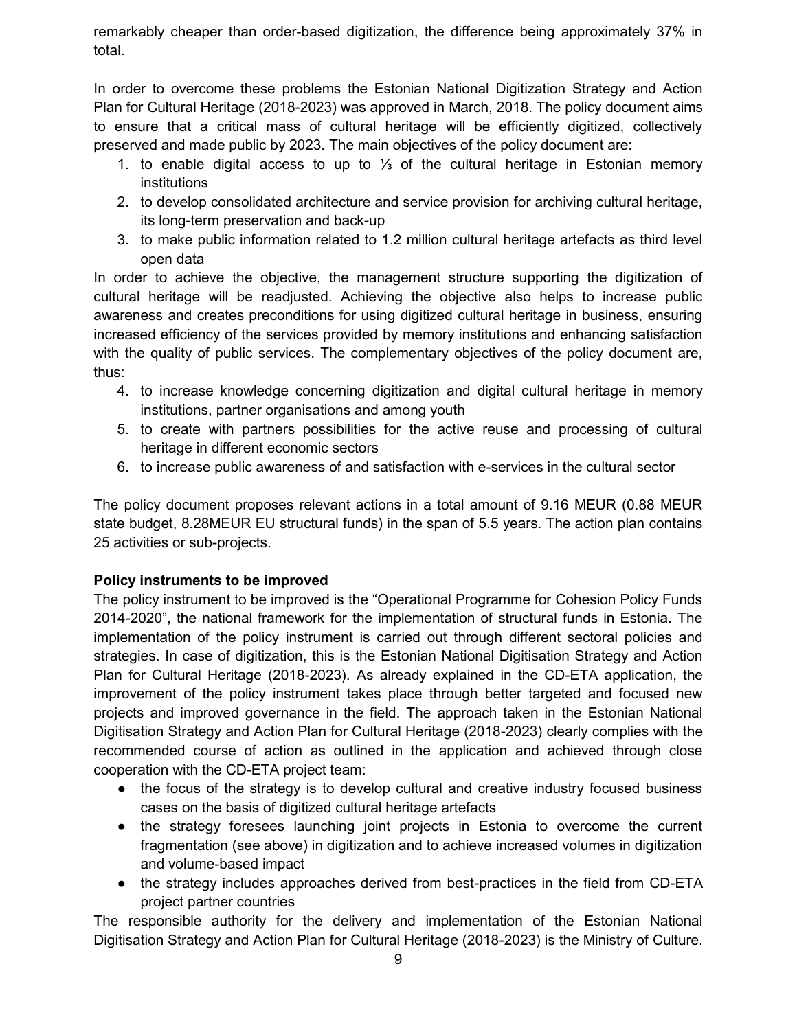remarkably cheaper than order-based digitization, the difference being approximately 37% in total.

In order to overcome these problems the Estonian National Digitization Strategy and Action Plan for Cultural Heritage (2018-2023) was approved in March, 2018. The policy document aims to ensure that a critical mass of cultural heritage will be efficiently digitized, collectively preserved and made public by 2023. The main objectives of the policy document are:

1. to enable digital access to up to ⅓ of the cultural heritage in Estonian memory institutions
2. to develop consolidated architecture and service provision for archiving cultural heritage, its long-term preservation and back-up
3. to make public information related to 1.2 million cultural heritage artefacts as third level open data

In order to achieve the objective, the management structure supporting the digitization of cultural heritage will be readjusted. Achieving the objective also helps to increase public awareness and creates preconditions for using digitized cultural heritage in business, ensuring increased efficiency of the services provided by memory institutions and enhancing satisfaction with the quality of public services. The complementary objectives of the policy document are, thus:

4. to increase knowledge concerning digitization and digital cultural heritage in memory institutions, partner organisations and among youth
5. to create with partners possibilities for the active reuse and processing of cultural heritage in different economic sectors
6. to increase public awareness of and satisfaction with e-services in the cultural sector

The policy document proposes relevant actions in a total amount of 9.16 MEUR (0.88 MEUR state budget, 8.28MEUR EU structural funds) in the span of 5.5 years. The action plan contains 25 activities or sub-projects.

**Policy instruments to be improved**

The policy instrument to be improved is the "Operational Programme for Cohesion Policy Funds 2014-2020", the national framework for the implementation of structural funds in Estonia. The implementation of the policy instrument is carried out through different sectoral policies and strategies. In case of digitization, this is the Estonian National Digitisation Strategy and Action Plan for Cultural Heritage (2018-2023). As already explained in the CD-ETA application, the improvement of the policy instrument takes place through better targeted and focused new projects and improved governance in the field. The approach taken in the Estonian National Digitisation Strategy and Action Plan for Cultural Heritage (2018-2023) clearly complies with the recommended course of action as outlined in the application and achieved through close cooperation with the CD-ETA project team:

- the focus of the strategy is to develop cultural and creative industry focused business cases on the basis of digitized cultural heritage artefacts
- the strategy foresees launching joint projects in Estonia to overcome the current fragmentation (see above) in digitization and to achieve increased volumes in digitization and volume-based impact
- the strategy includes approaches derived from best-practices in the field from CD-ETA project partner countries

The responsible authority for the delivery and implementation of the Estonian National Digitisation Strategy and Action Plan for Cultural Heritage (2018-2023) is the Ministry of Culture.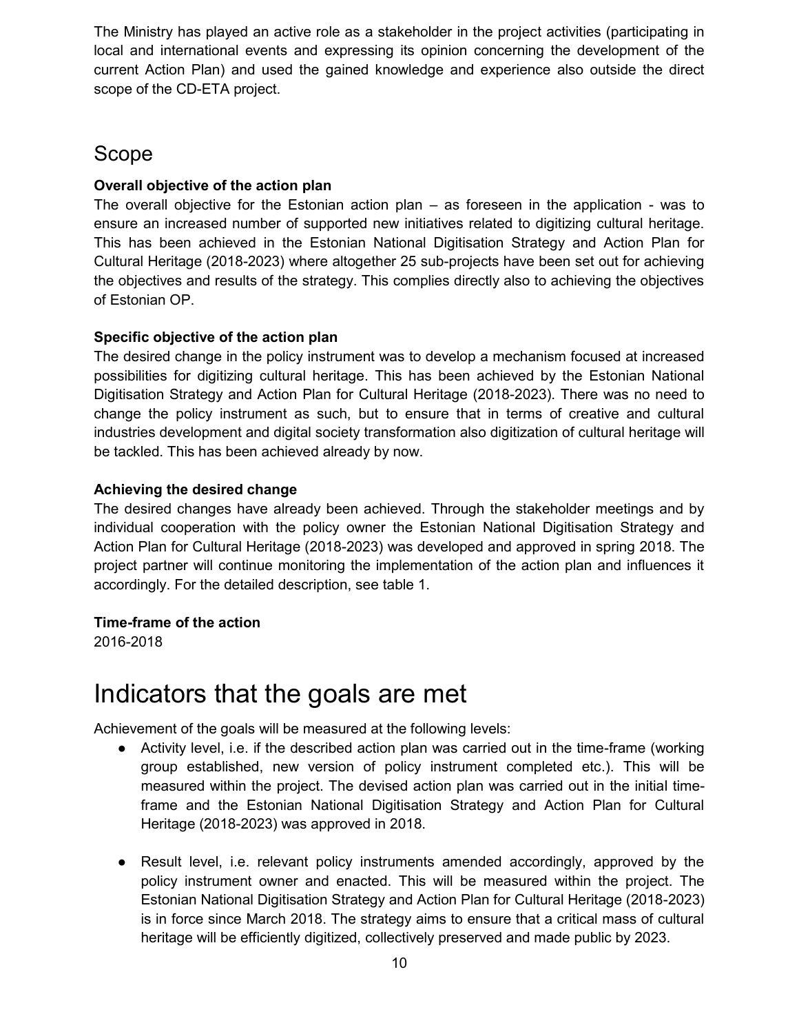The Ministry has played an active role as a stakeholder in the project activities (participating in local and international events and expressing its opinion concerning the development of the current Action Plan) and used the gained knowledge and experience also outside the direct scope of the CD-ETA project.

## Scope

**Overall objective of the action plan**

The overall objective for the Estonian action plan – as foreseen in the application - was to ensure an increased number of supported new initiatives related to digitizing cultural heritage. This has been achieved in the Estonian National Digitisation Strategy and Action Plan for Cultural Heritage (2018-2023) where altogether 25 sub-projects have been set out for achieving the objectives and results of the strategy. This complies directly also to achieving the objectives of Estonian OP.

**Specific objective of the action plan**

The desired change in the policy instrument was to develop a mechanism focused at increased possibilities for digitizing cultural heritage. This has been achieved by the Estonian National Digitisation Strategy and Action Plan for Cultural Heritage (2018-2023). There was no need to change the policy instrument as such, but to ensure that in terms of creative and cultural industries development and digital society transformation also digitization of cultural heritage will be tackled. This has been achieved already by now.

**Achieving the desired change**

The desired changes have already been achieved. Through the stakeholder meetings and by individual cooperation with the policy owner the Estonian National Digitisation Strategy and Action Plan for Cultural Heritage (2018-2023) was developed and approved in spring 2018. The project partner will continue monitoring the implementation of the action plan and influences it accordingly. For the detailed description, see table 1.

**Time-frame of the action**

2016-2018

# Indicators that the goals are met

Achievement of the goals will be measured at the following levels:

- Activity level, i.e. if the described action plan was carried out in the time-frame (working group established, new version of policy instrument completed etc.). This will be measured within the project. The devised action plan was carried out in the initial time-frame and the Estonian National Digitisation Strategy and Action Plan for Cultural Heritage (2018-2023) was approved in 2018.

- Result level, i.e. relevant policy instruments amended accordingly, approved by the policy instrument owner and enacted. This will be measured within the project. The Estonian National Digitisation Strategy and Action Plan for Cultural Heritage (2018-2023) is in force since March 2018. The strategy aims to ensure that a critical mass of cultural heritage will be efficiently digitized, collectively preserved and made public by 2023.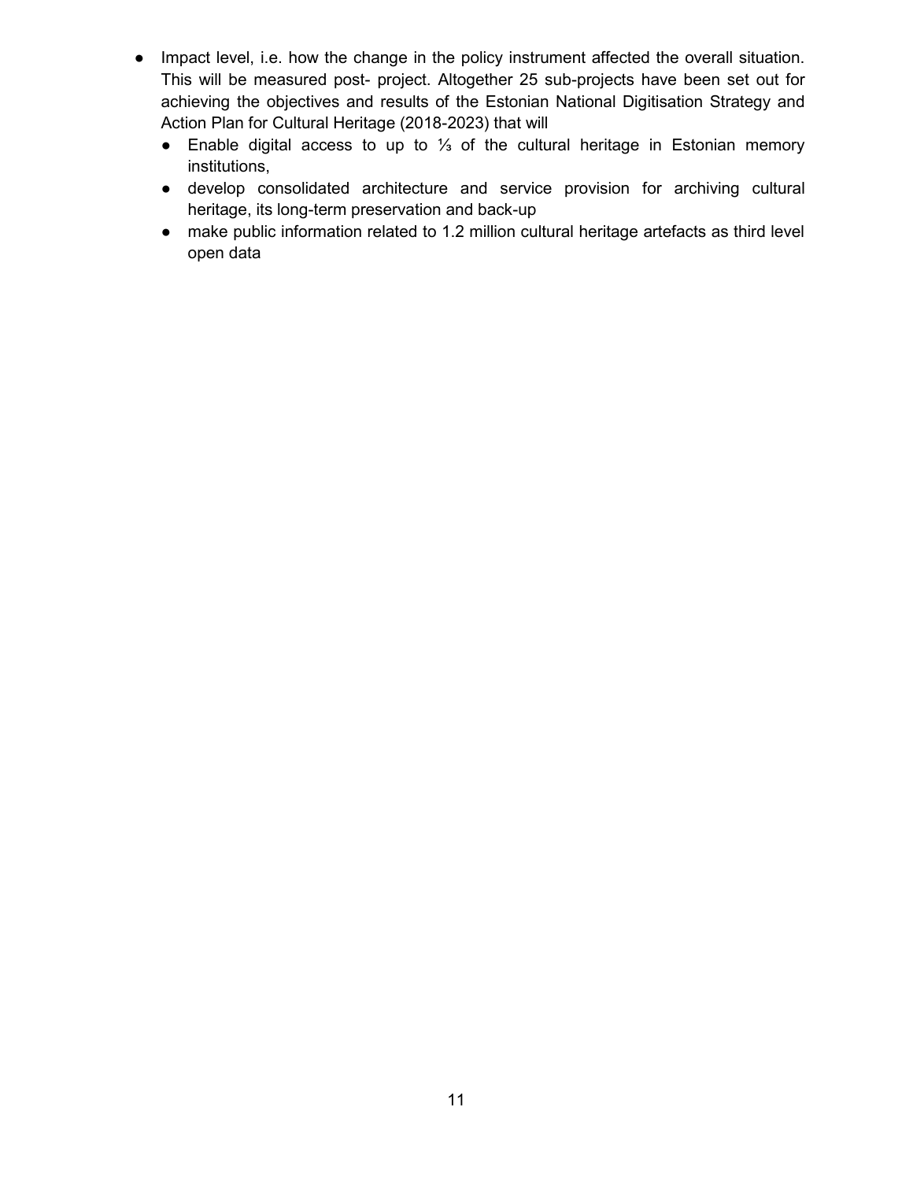- Impact level, i.e. how the change in the policy instrument affected the overall situation. This will be measured post- project. Altogether 25 sub-projects have been set out for achieving the objectives and results of the Estonian National Digitisation Strategy and Action Plan for Cultural Heritage (2018-2023) that will
  - Enable digital access to up to ⅓ of the cultural heritage in Estonian memory institutions,
  - develop consolidated architecture and service provision for archiving cultural heritage, its long-term preservation and back-up
  - make public information related to 1.2 million cultural heritage artefacts as third level open data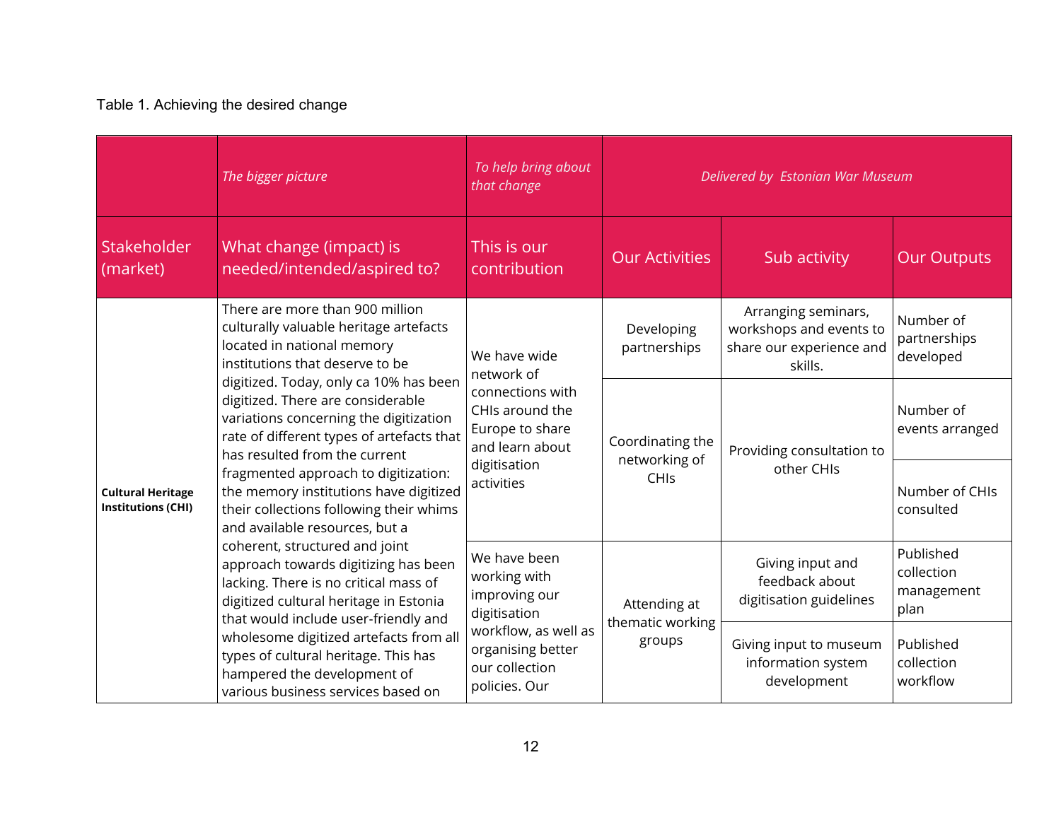Table 1. Achieving the desired change

| | *The bigger picture* | *To help bring about that change* | *Delivered by Estonian War Museum* | | |
|---|---|---|---|---|---|
| Stakeholder (market) | What change (impact) is needed/intended/aspired to? | This is our contribution | Our Activities | Sub activity | Our Outputs |
| **Cultural Heritage Institutions (CHI)** | There are more than 900 million culturally valuable heritage artefacts located in national memory institutions that deserve to be digitized. Today, only ca 10% has been digitized. There are considerable variations concerning the digitization rate of different types of artefacts that has resulted from the current fragmented approach to digitization: the memory institutions have digitized their collections following their whims and available resources, but a coherent, structured and joint approach towards digitizing has been lacking. There is no critical mass of digitized cultural heritage in Estonia that would include user-friendly and wholesome digitized artefacts from all types of cultural heritage. This has hampered the development of various business services based on | We have wide network of connections with CHIs around the Europe to share and learn about digitisation activities | Developing partnerships | Arranging seminars, workshops and events to share our experience and skills. | Number of partnerships developed |
| | | | Coordinating the networking of CHIs | Providing consultation to other CHIs | Number of events arranged |
| | | | | | Number of CHIs consulted |
| | | We have been working with improving our digitisation workflow, as well as organising better our collection policies. Our | Attending at thematic working groups | Giving input and feedback about digitisation guidelines | Published collection management plan |
| | | | | Giving input to museum information system development | Published collection workflow |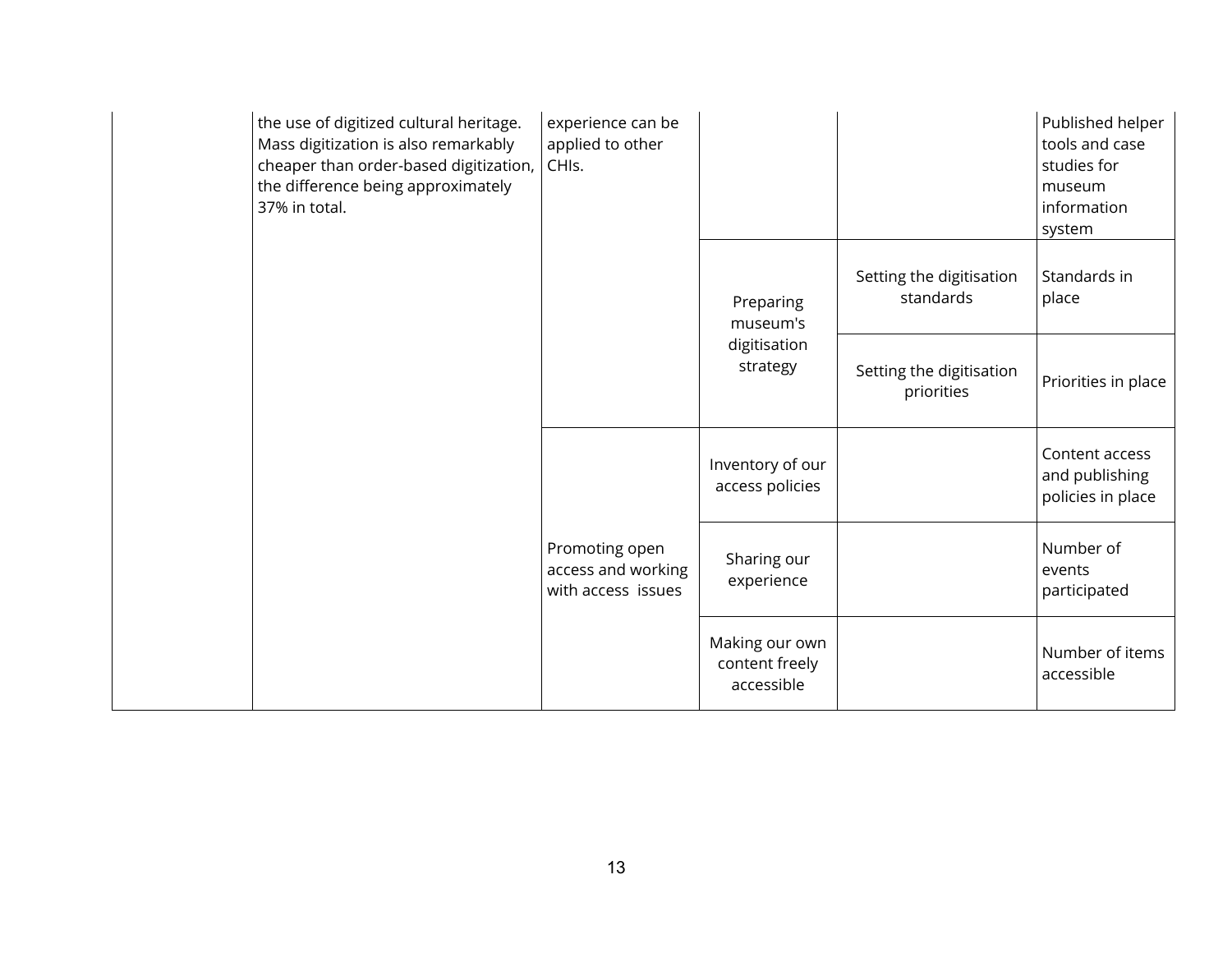| | | | | | |
|---|---|---|---|---|---|
| | the use of digitized cultural heritage. Mass digitization is also remarkably cheaper than order-based digitization, the difference being approximately 37% in total. | experience can be applied to other CHIs. | | | Published helper tools and case studies for museum information system |
| | | | Preparing museum's digitisation strategy | Setting the digitisation standards | Standards in place |
| | | | | Setting the digitisation priorities | Priorities in place |
| | | Promoting open access and working with access issues | Inventory of our access policies | | Content access and publishing policies in place |
| | | | Sharing our experience | | Number of events participated |
| | | | Making our own content freely accessible | | Number of items accessible |